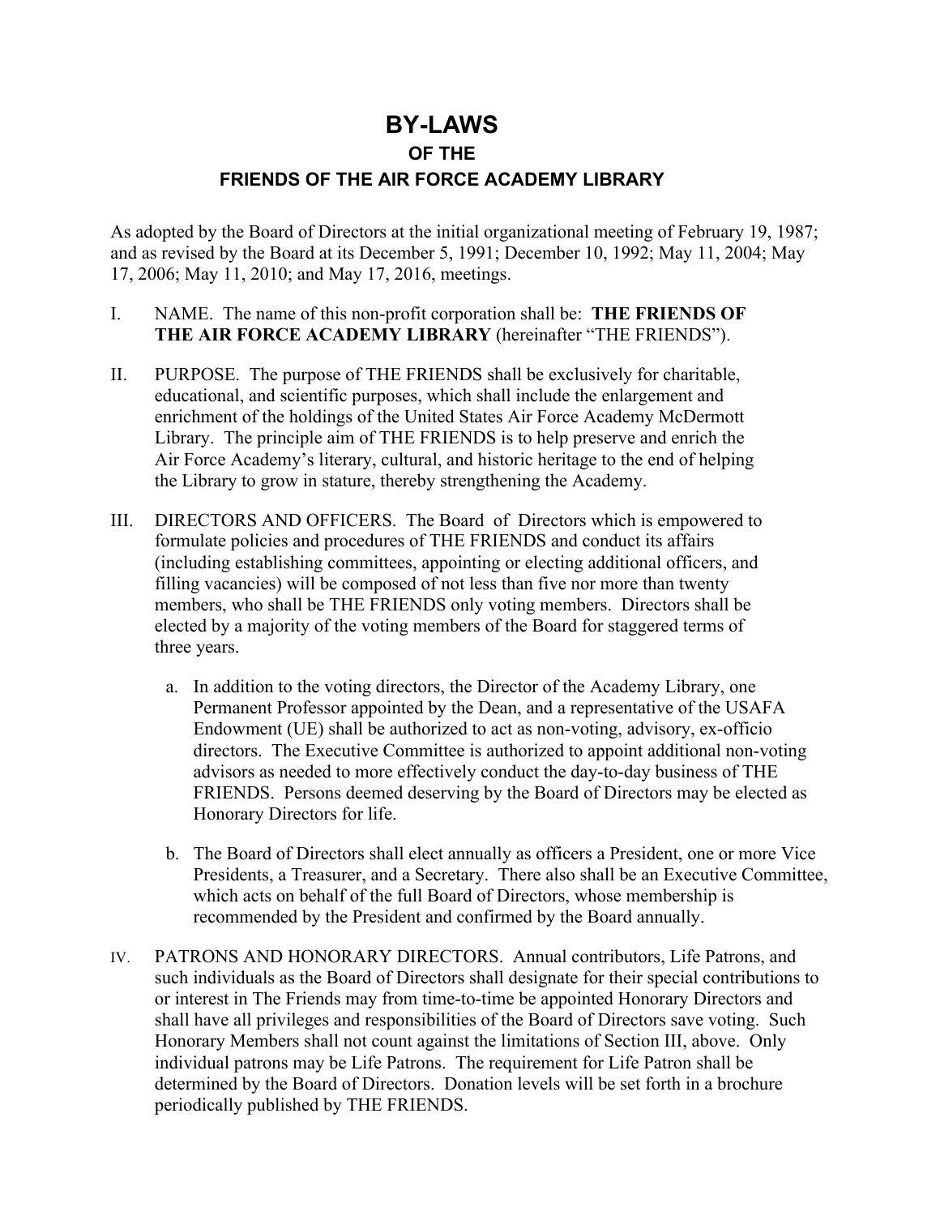# BY-LAWS

## OF THE

## FRIENDS OF THE AIR FORCE ACADEMY LIBRARY

As adopted by the Board of Directors at the initial organizational meeting of February 19, 1987; and as revised by the Board at its December 5, 1991; December 10, 1992; May 11, 2004; May 17, 2006; May 11, 2010; and May 17, 2016, meetings.

I. NAME. The name of this non-profit corporation shall be: **THE FRIENDS OF THE AIR FORCE ACADEMY LIBRARY** (hereinafter "THE FRIENDS").

II. PURPOSE. The purpose of THE FRIENDS shall be exclusively for charitable, educational, and scientific purposes, which shall include the enlargement and enrichment of the holdings of the United States Air Force Academy McDermott Library. The principle aim of THE FRIENDS is to help preserve and enrich the Air Force Academy's literary, cultural, and historic heritage to the end of helping the Library to grow in stature, thereby strengthening the Academy.

III. DIRECTORS AND OFFICERS. The Board of Directors which is empowered to formulate policies and procedures of THE FRIENDS and conduct its affairs (including establishing committees, appointing or electing additional officers, and filling vacancies) will be composed of not less than five nor more than twenty members, who shall be THE FRIENDS only voting members. Directors shall be elected by a majority of the voting members of the Board for staggered terms of three years.

   a. In addition to the voting directors, the Director of the Academy Library, one Permanent Professor appointed by the Dean, and a representative of the USAFA Endowment (UE) shall be authorized to act as non-voting, advisory, ex-officio directors. The Executive Committee is authorized to appoint additional non-voting advisors as needed to more effectively conduct the day-to-day business of THE FRIENDS. Persons deemed deserving by the Board of Directors may be elected as Honorary Directors for life.

   b. The Board of Directors shall elect annually as officers a President, one or more Vice Presidents, a Treasurer, and a Secretary. There also shall be an Executive Committee, which acts on behalf of the full Board of Directors, whose membership is recommended by the President and confirmed by the Board annually.

IV. PATRONS AND HONORARY DIRECTORS. Annual contributors, Life Patrons, and such individuals as the Board of Directors shall designate for their special contributions to or interest in The Friends may from time-to-time be appointed Honorary Directors and shall have all privileges and responsibilities of the Board of Directors save voting. Such Honorary Members shall not count against the limitations of Section III, above. Only individual patrons may be Life Patrons. The requirement for Life Patron shall be determined by the Board of Directors. Donation levels will be set forth in a brochure periodically published by THE FRIENDS.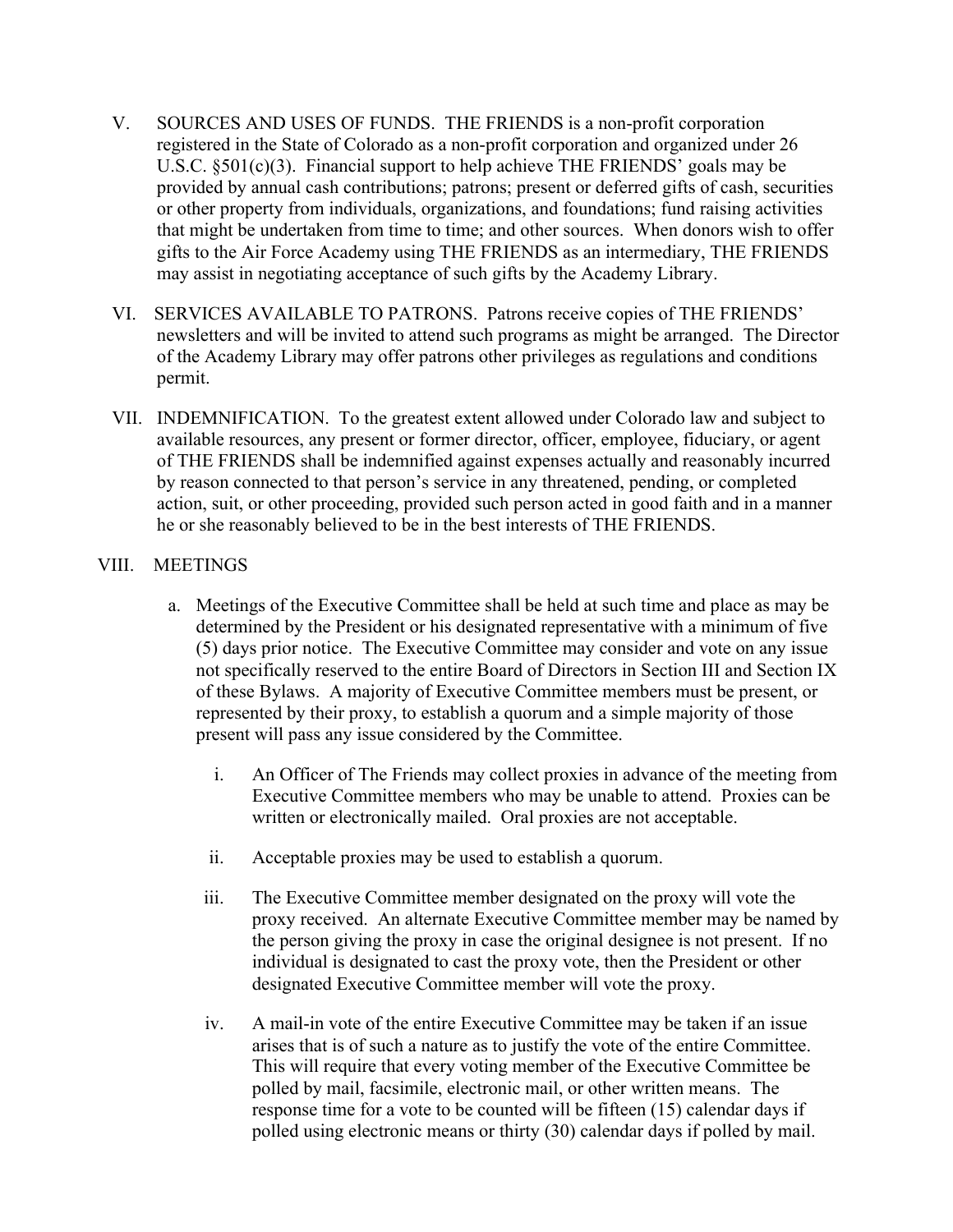V. SOURCES AND USES OF FUNDS. THE FRIENDS is a non-profit corporation registered in the State of Colorado as a non-profit corporation and organized under 26 U.S.C. §501(c)(3). Financial support to help achieve THE FRIENDS' goals may be provided by annual cash contributions; patrons; present or deferred gifts of cash, securities or other property from individuals, organizations, and foundations; fund raising activities that might be undertaken from time to time; and other sources. When donors wish to offer gifts to the Air Force Academy using THE FRIENDS as an intermediary, THE FRIENDS may assist in negotiating acceptance of such gifts by the Academy Library.

VI. SERVICES AVAILABLE TO PATRONS. Patrons receive copies of THE FRIENDS' newsletters and will be invited to attend such programs as might be arranged. The Director of the Academy Library may offer patrons other privileges as regulations and conditions permit.

VII. INDEMNIFICATION. To the greatest extent allowed under Colorado law and subject to available resources, any present or former director, officer, employee, fiduciary, or agent of THE FRIENDS shall be indemnified against expenses actually and reasonably incurred by reason connected to that person's service in any threatened, pending, or completed action, suit, or other proceeding, provided such person acted in good faith and in a manner he or she reasonably believed to be in the best interests of THE FRIENDS.

VIII. MEETINGS

a. Meetings of the Executive Committee shall be held at such time and place as may be determined by the President or his designated representative with a minimum of five (5) days prior notice. The Executive Committee may consider and vote on any issue not specifically reserved to the entire Board of Directors in Section III and Section IX of these Bylaws. A majority of Executive Committee members must be present, or represented by their proxy, to establish a quorum and a simple majority of those present will pass any issue considered by the Committee.

   i. An Officer of The Friends may collect proxies in advance of the meeting from Executive Committee members who may be unable to attend. Proxies can be written or electronically mailed. Oral proxies are not acceptable.

   ii. Acceptable proxies may be used to establish a quorum.

   iii. The Executive Committee member designated on the proxy will vote the proxy received. An alternate Executive Committee member may be named by the person giving the proxy in case the original designee is not present. If no individual is designated to cast the proxy vote, then the President or other designated Executive Committee member will vote the proxy.

   iv. A mail-in vote of the entire Executive Committee may be taken if an issue arises that is of such a nature as to justify the vote of the entire Committee. This will require that every voting member of the Executive Committee be polled by mail, facsimile, electronic mail, or other written means. The response time for a vote to be counted will be fifteen (15) calendar days if polled using electronic means or thirty (30) calendar days if polled by mail.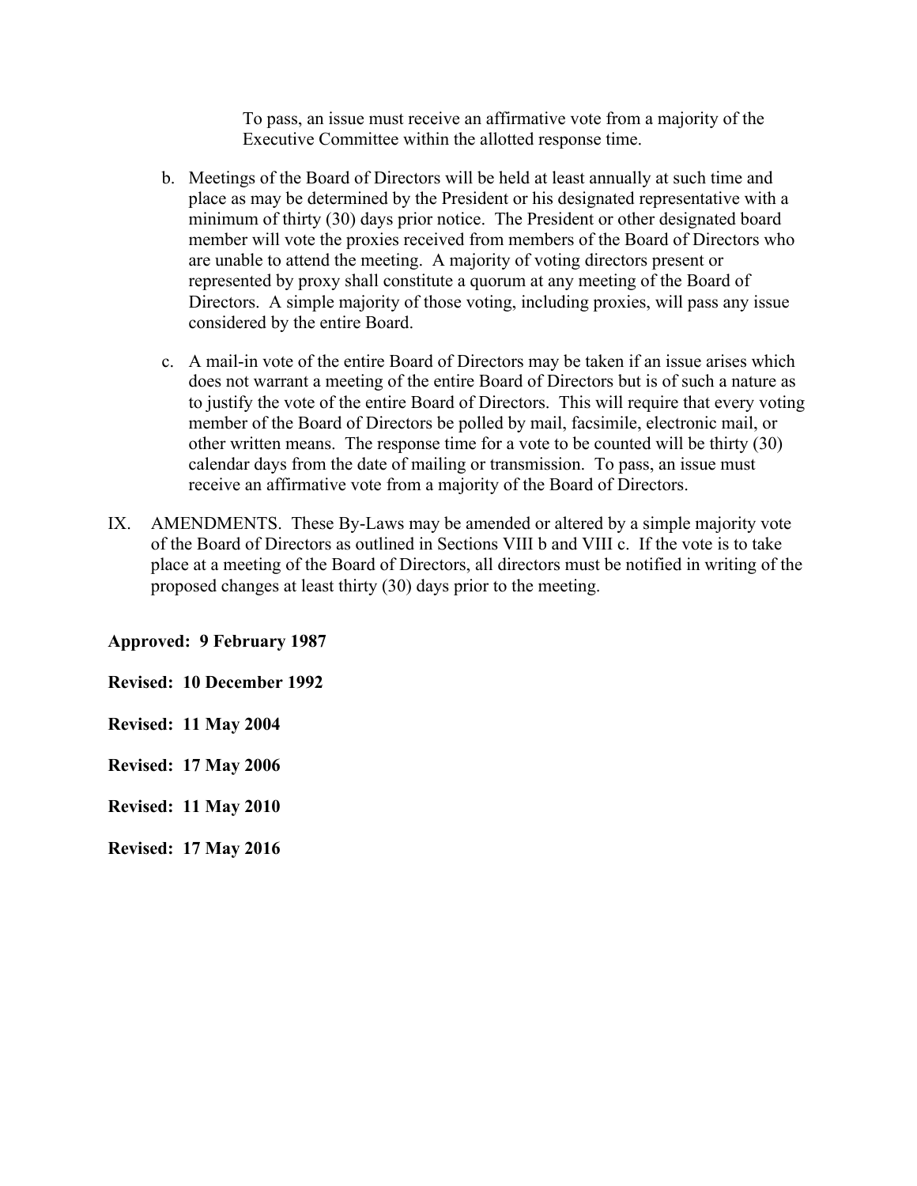To pass, an issue must receive an affirmative vote from a majority of the Executive Committee within the allotted response time.

b. Meetings of the Board of Directors will be held at least annually at such time and place as may be determined by the President or his designated representative with a minimum of thirty (30) days prior notice. The President or other designated board member will vote the proxies received from members of the Board of Directors who are unable to attend the meeting. A majority of voting directors present or represented by proxy shall constitute a quorum at any meeting of the Board of Directors. A simple majority of those voting, including proxies, will pass any issue considered by the entire Board.

c. A mail-in vote of the entire Board of Directors may be taken if an issue arises which does not warrant a meeting of the entire Board of Directors but is of such a nature as to justify the vote of the entire Board of Directors. This will require that every voting member of the Board of Directors be polled by mail, facsimile, electronic mail, or other written means. The response time for a vote to be counted will be thirty (30) calendar days from the date of mailing or transmission. To pass, an issue must receive an affirmative vote from a majority of the Board of Directors.

IX. AMENDMENTS. These By-Laws may be amended or altered by a simple majority vote of the Board of Directors as outlined in Sections VIII b and VIII c. If the vote is to take place at a meeting of the Board of Directors, all directors must be notified in writing of the proposed changes at least thirty (30) days prior to the meeting.

**Approved: 9 February 1987**

**Revised: 10 December 1992**

**Revised: 11 May 2004**

**Revised: 17 May 2006**

**Revised: 11 May 2010**

**Revised: 17 May 2016**